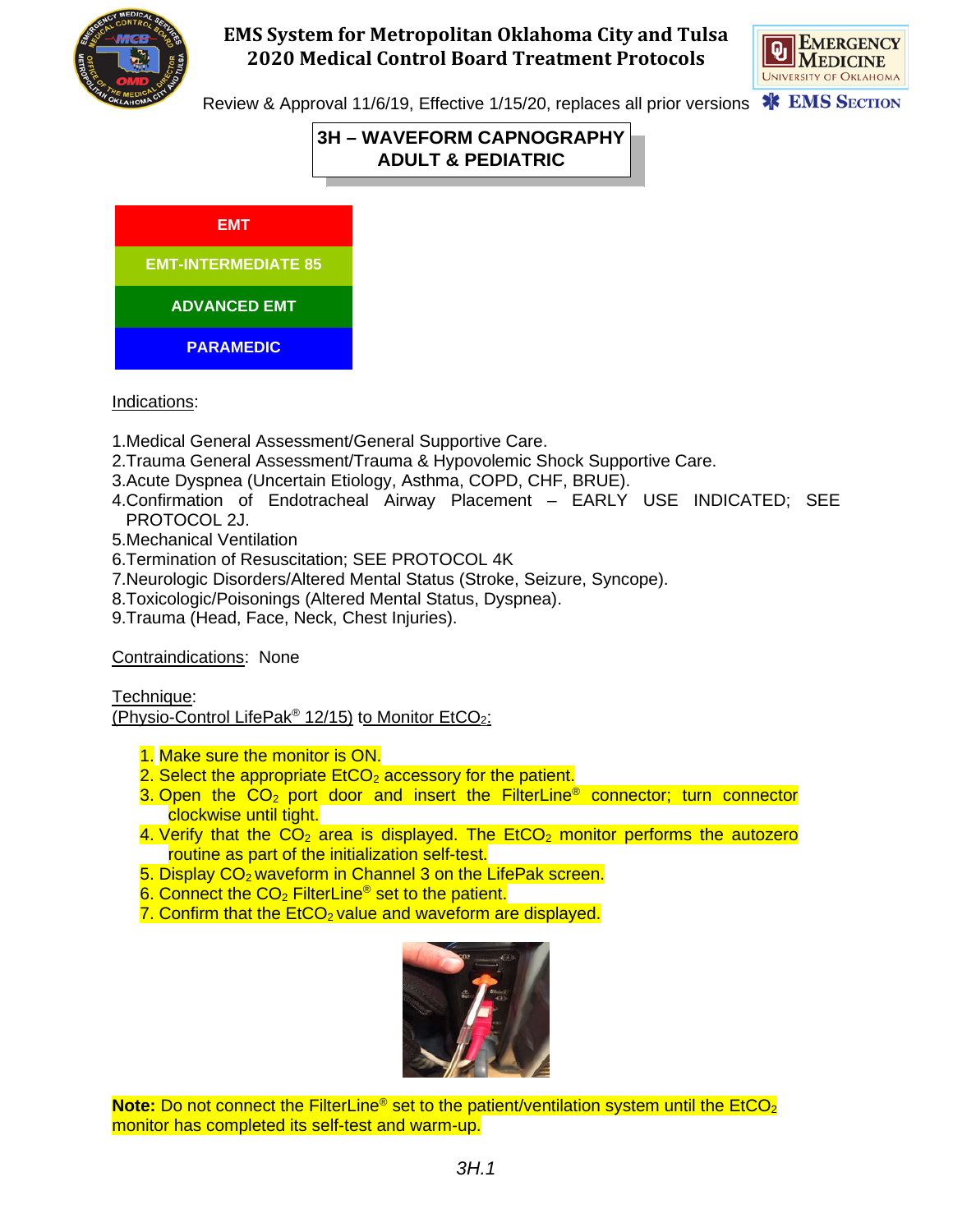# EMS System for Metropolitan Oklahoma City and Tulsa
# 2020 Medical Control Board Treatment Protocols

Review & Approval 11/6/19, Effective 1/15/20, replaces all prior versions

## 3H – WAVEFORM CAPNOGRAPHY ADULT & PEDIATRIC

EMT

EMT-INTERMEDIATE 85

ADVANCED EMT

PARAMEDIC

Indications:

1. Medical General Assessment/General Supportive Care.
2. Trauma General Assessment/Trauma & Hypovolemic Shock Supportive Care.
3. Acute Dyspnea (Uncertain Etiology, Asthma, COPD, CHF, BRUE).
4. Confirmation of Endotracheal Airway Placement – EARLY USE INDICATED; SEE PROTOCOL 2J.
5. Mechanical Ventilation
6. Termination of Resuscitation; SEE PROTOCOL 4K
7. Neurologic Disorders/Altered Mental Status (Stroke, Seizure, Syncope).
8. Toxicologic/Poisonings (Altered Mental Status, Dyspnea).
9. Trauma (Head, Face, Neck, Chest Injuries).

Contraindications: None

Technique:
(Physio-Control LifePak® 12/15) to Monitor $EtCO_2$:

1. Make sure the monitor is ON.
2. Select the appropriate $EtCO_2$ accessory for the patient.
3. Open the $CO_2$ port door and insert the FilterLine® connector; turn connector clockwise until tight.
4. Verify that the $CO_2$ area is displayed. The $EtCO_2$ monitor performs the autozero routine as part of the initialization self-test.
5. Display $CO_2$ waveform in Channel 3 on the LifePak screen.
6. Connect the $CO_2$ FilterLine® set to the patient.
7. Confirm that the $EtCO_2$ value and waveform are displayed.

**Note:** Do not connect the FilterLine® set to the patient/ventilation system until the $EtCO_2$ monitor has completed its self-test and warm-up.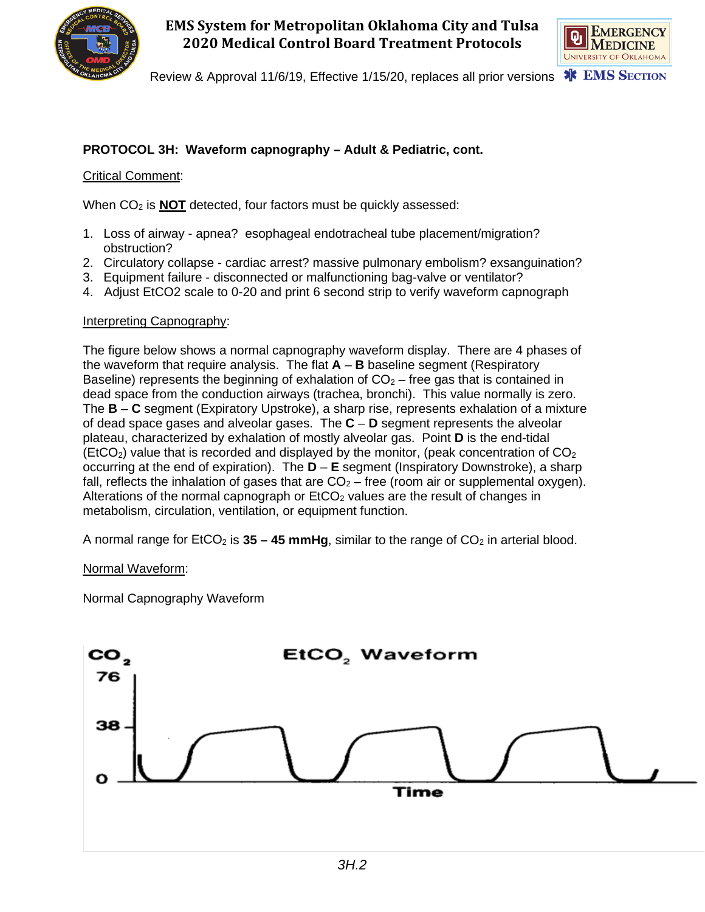**PROTOCOL 3H: Waveform capnography – Adult & Pediatric, cont.**

Critical Comment:

When $CO_2$ is **NOT** detected, four factors must be quickly assessed:

1. Loss of airway - apnea? esophageal endotracheal tube placement/migration? obstruction?
2. Circulatory collapse - cardiac arrest? massive pulmonary embolism? exsanguination?
3. Equipment failure - disconnected or malfunctioning bag-valve or ventilator?
4. Adjust EtCO2 scale to 0-20 and print 6 second strip to verify waveform capnograph

Interpreting Capnography:

The figure below shows a normal capnography waveform display. There are 4 phases of the waveform that require analysis. The flat **A** – **B** baseline segment (Respiratory Baseline) represents the beginning of exhalation of $CO_2$ – free gas that is contained in dead space from the conduction airways (trachea, bronchi). This value normally is zero. The **B** – **C** segment (Expiratory Upstroke), a sharp rise, represents exhalation of a mixture of dead space gases and alveolar gases. The **C** – **D** segment represents the alveolar plateau, characterized by exhalation of mostly alveolar gas. Point **D** is the end-tidal ($EtCO_2$) value that is recorded and displayed by the monitor, (peak concentration of $CO_2$ occurring at the end of expiration). The **D** – **E** segment (Inspiratory Downstroke), a sharp fall, reflects the inhalation of gases that are $CO_2$ – free (room air or supplemental oxygen). Alterations of the normal capnograph or $EtCO_2$ values are the result of changes in metabolism, circulation, ventilation, or equipment function.

A normal range for $EtCO_2$ is **35 – 45 mmHg**, similar to the range of $CO_2$ in arterial blood.

Normal Waveform:

Normal Capnography Waveform

$EtCO_2$ Waveform

$CO_2$: 76, 38, 0

Time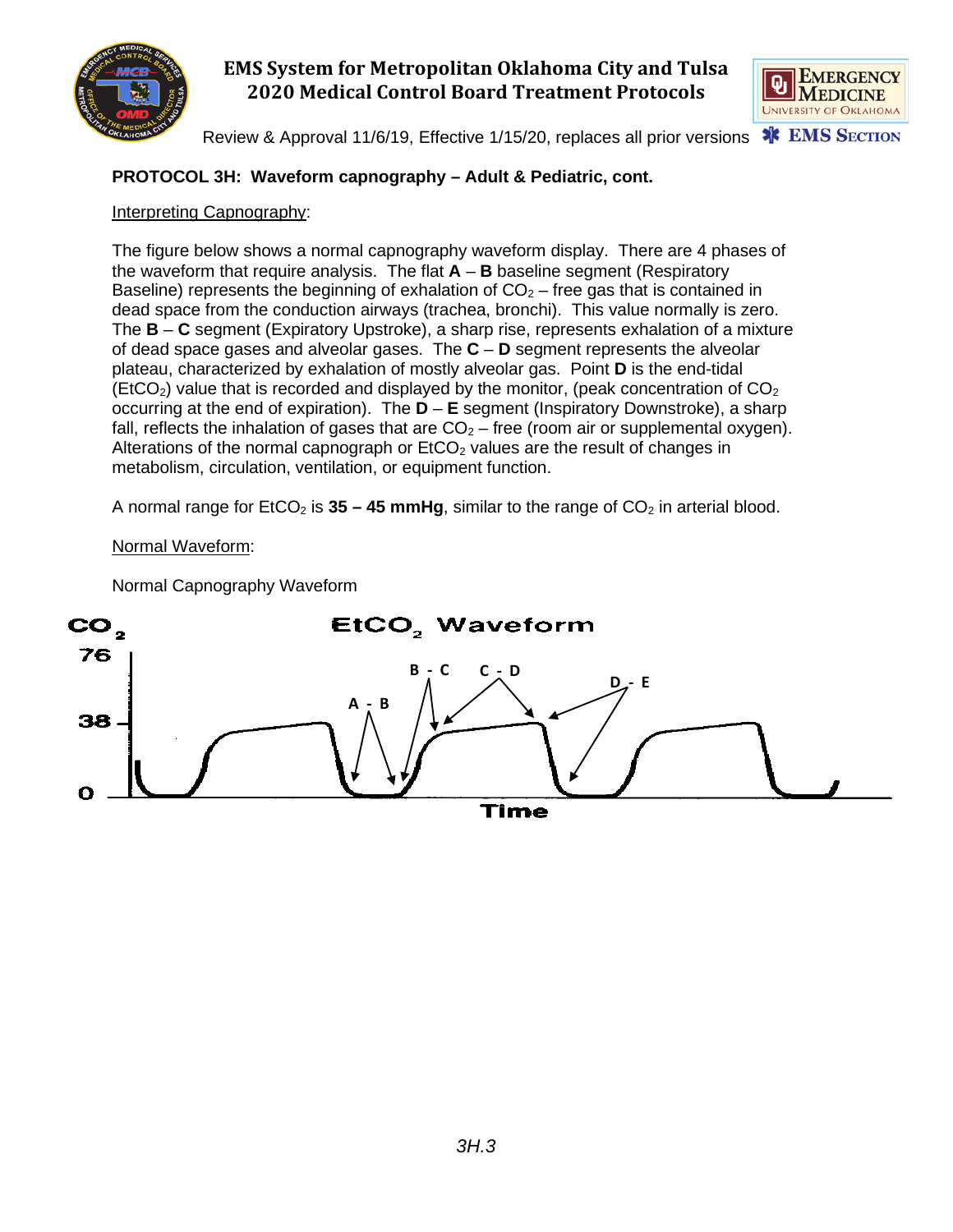**PROTOCOL 3H: Waveform capnography – Adult & Pediatric, cont.**

Interpreting Capnography:

The figure below shows a normal capnography waveform display. There are 4 phases of the waveform that require analysis. The flat **A** – **B** baseline segment (Respiratory Baseline) represents the beginning of exhalation of $CO_2$ – free gas that is contained in dead space from the conduction airways (trachea, bronchi). This value normally is zero. The **B** – **C** segment (Expiratory Upstroke), a sharp rise, represents exhalation of a mixture of dead space gases and alveolar gases. The **C** – **D** segment represents the alveolar plateau, characterized by exhalation of mostly alveolar gas. Point **D** is the end-tidal ($EtCO_2$) value that is recorded and displayed by the monitor, (peak concentration of $CO_2$ occurring at the end of expiration). The **D** – **E** segment (Inspiratory Downstroke), a sharp fall, reflects the inhalation of gases that are $CO_2$ – free (room air or supplemental oxygen). Alterations of the normal capnograph or $EtCO_2$ values are the result of changes in metabolism, circulation, ventilation, or equipment function.

A normal range for $EtCO_2$ is **35 – 45 mmHg**, similar to the range of $CO_2$ in arterial blood.

Normal Waveform:

Normal Capnography Waveform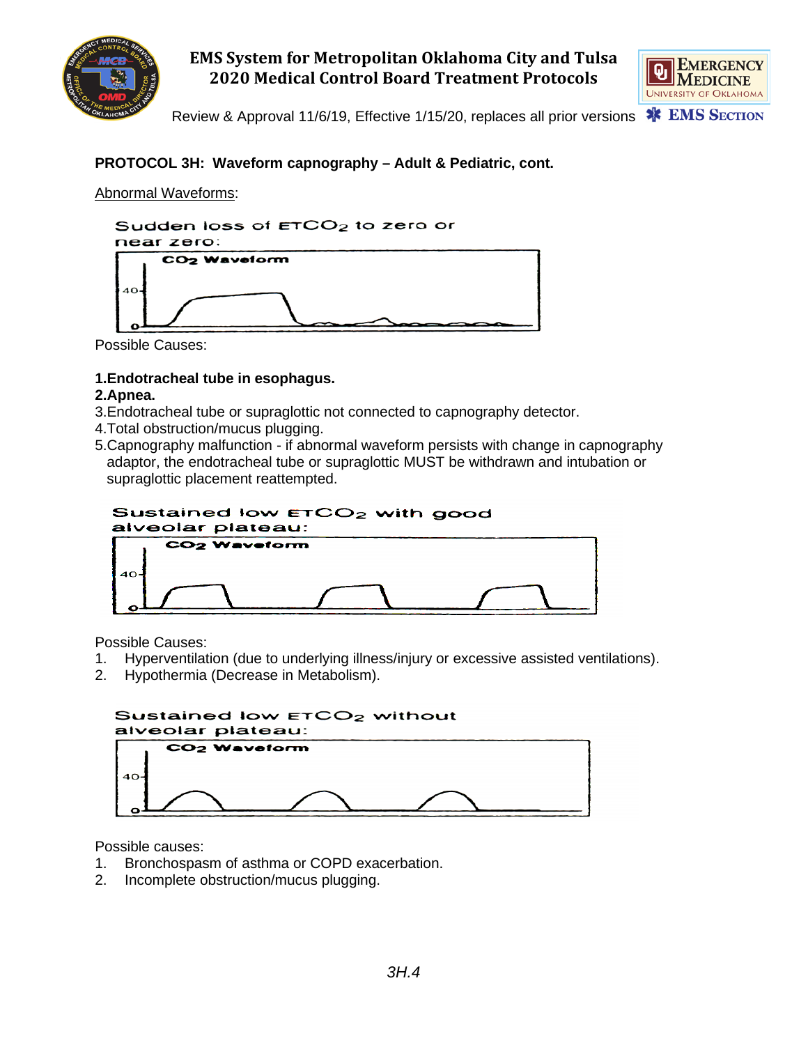## PROTOCOL 3H: Waveform capnography – Adult & Pediatric, cont.

Abnormal Waveforms:

Sudden loss of $ETCO_2$ to zero or near zero:

Possible Causes:

**1. Endotracheal tube in esophagus.**
**2. Apnea.**
3. Endotracheal tube or supraglottic not connected to capnography detector.
4. Total obstruction/mucus plugging.
5. Capnography malfunction - if abnormal waveform persists with change in capnography adaptor, the endotracheal tube or supraglottic MUST be withdrawn and intubation or supraglottic placement reattempted.

Sustained low $ETCO_2$ with good alveolar plateau:

Possible Causes:
1. Hyperventilation (due to underlying illness/injury or excessive assisted ventilations).
2. Hypothermia (Decrease in Metabolism).

Sustained low $ETCO_2$ without alveolar plateau:

Possible causes:
1. Bronchospasm of asthma or COPD exacerbation.
2. Incomplete obstruction/mucus plugging.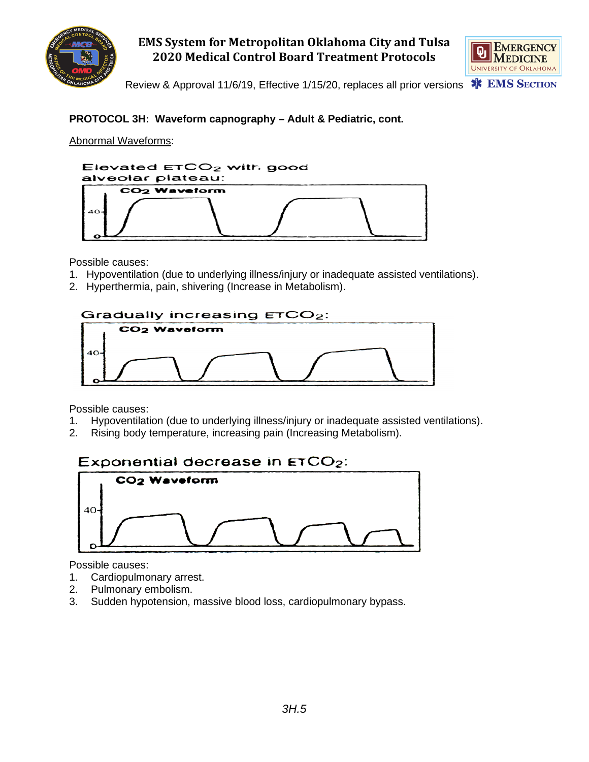**PROTOCOL 3H: Waveform capnography – Adult & Pediatric, cont.**

Abnormal Waveforms:

Elevated $ETCO_2$ with good alveolar plateau:

Possible causes:

1. Hypoventilation (due to underlying illness/injury or inadequate assisted ventilations).
2. Hyperthermia, pain, shivering (Increase in Metabolism).

Gradually increasing $ETCO_2$:

Possible causes:

1. Hypoventilation (due to underlying illness/injury or inadequate assisted ventilations).
2. Rising body temperature, increasing pain (Increasing Metabolism).

Exponential decrease in $ETCO_2$:

Possible causes:

1. Cardiopulmonary arrest.
2. Pulmonary embolism.
3. Sudden hypotension, massive blood loss, cardiopulmonary bypass.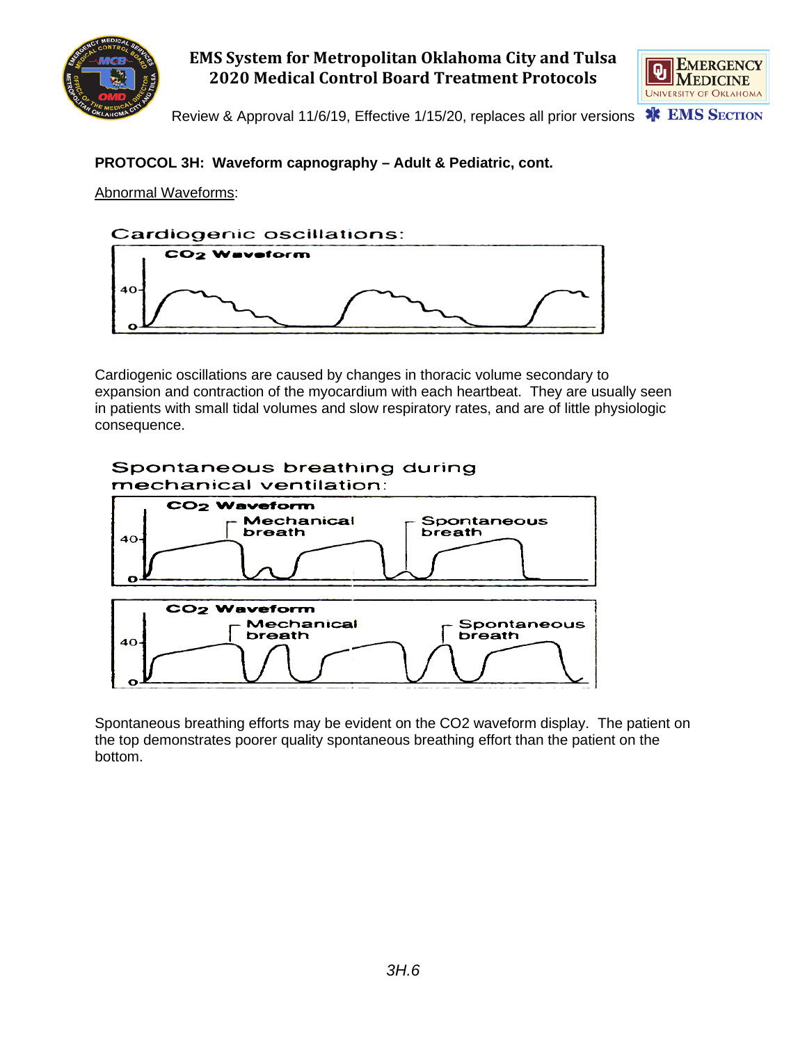**PROTOCOL 3H: Waveform capnography – Adult & Pediatric, cont.**

Abnormal Waveforms:

Cardiogenic oscillations:

Cardiogenic oscillations are caused by changes in thoracic volume secondary to expansion and contraction of the myocardium with each heartbeat. They are usually seen in patients with small tidal volumes and slow respiratory rates, and are of little physiologic consequence.

Spontaneous breathing during mechanical ventilation:

Spontaneous breathing efforts may be evident on the CO2 waveform display. The patient on the top demonstrates poorer quality spontaneous breathing effort than the patient on the bottom.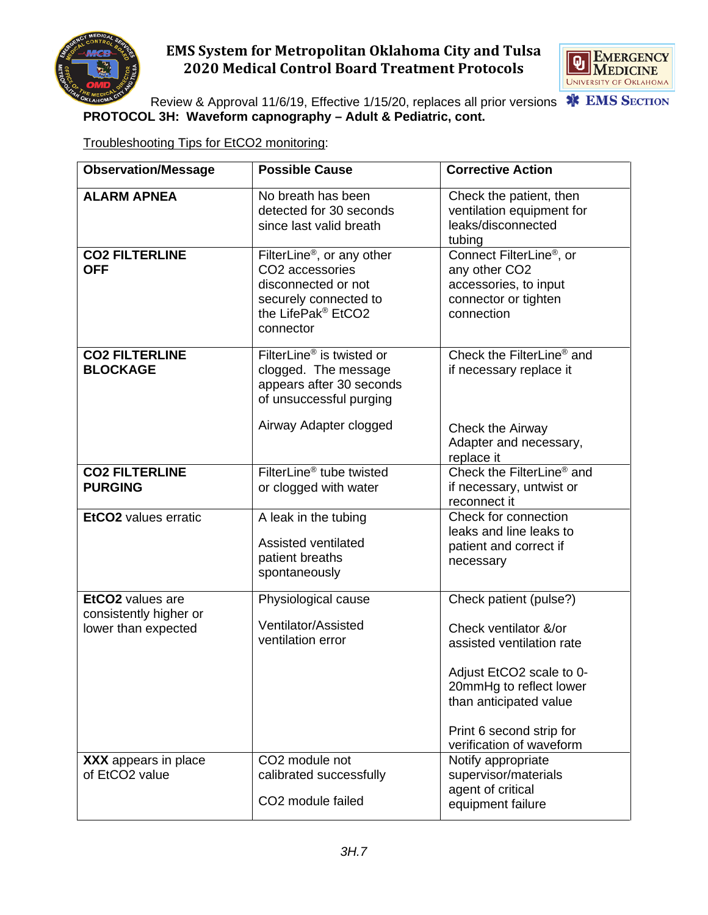**PROTOCOL 3H: Waveform capnography – Adult & Pediatric, cont.**

Troubleshooting Tips for EtCO2 monitoring:

| Observation/Message | Possible Cause | Corrective Action |
| --- | --- | --- |
| **ALARM APNEA** | No breath has been detected for 30 seconds since last valid breath | Check the patient, then ventilation equipment for leaks/disconnected tubing |
| **CO2 FILTERLINE OFF** | FilterLine®, or any other CO2 accessories disconnected or not securely connected to the LifePak® EtCO2 connector | Connect FilterLine®, or any other CO2 accessories, to input connector or tighten connection |
| **CO2 FILTERLINE BLOCKAGE** | FilterLine® is twisted or clogged. The message appears after 30 seconds of unsuccessful purging<br><br>Airway Adapter clogged | Check the FilterLine® and if necessary replace it<br><br>Check the Airway Adapter and necessary, replace it |
| **CO2 FILTERLINE PURGING** | FilterLine® tube twisted or clogged with water | Check the FilterLine® and if necessary, untwist or reconnect it |
| **EtCO2** values erratic | A leak in the tubing<br><br>Assisted ventilated patient breaths spontaneously | Check for connection leaks and line leaks to patient and correct if necessary |
| **EtCO2** values are consistently higher or lower than expected | Physiological cause<br><br>Ventilator/Assisted ventilation error | Check patient (pulse?)<br><br>Check ventilator &/or assisted ventilation rate<br><br>Adjust EtCO2 scale to 0-20mmHg to reflect lower than anticipated value<br><br>Print 6 second strip for verification of waveform |
| **XXX** appears in place of EtCO2 value | CO2 module not calibrated successfully<br><br>CO2 module failed | Notify appropriate supervisor/materials agent of critical equipment failure |